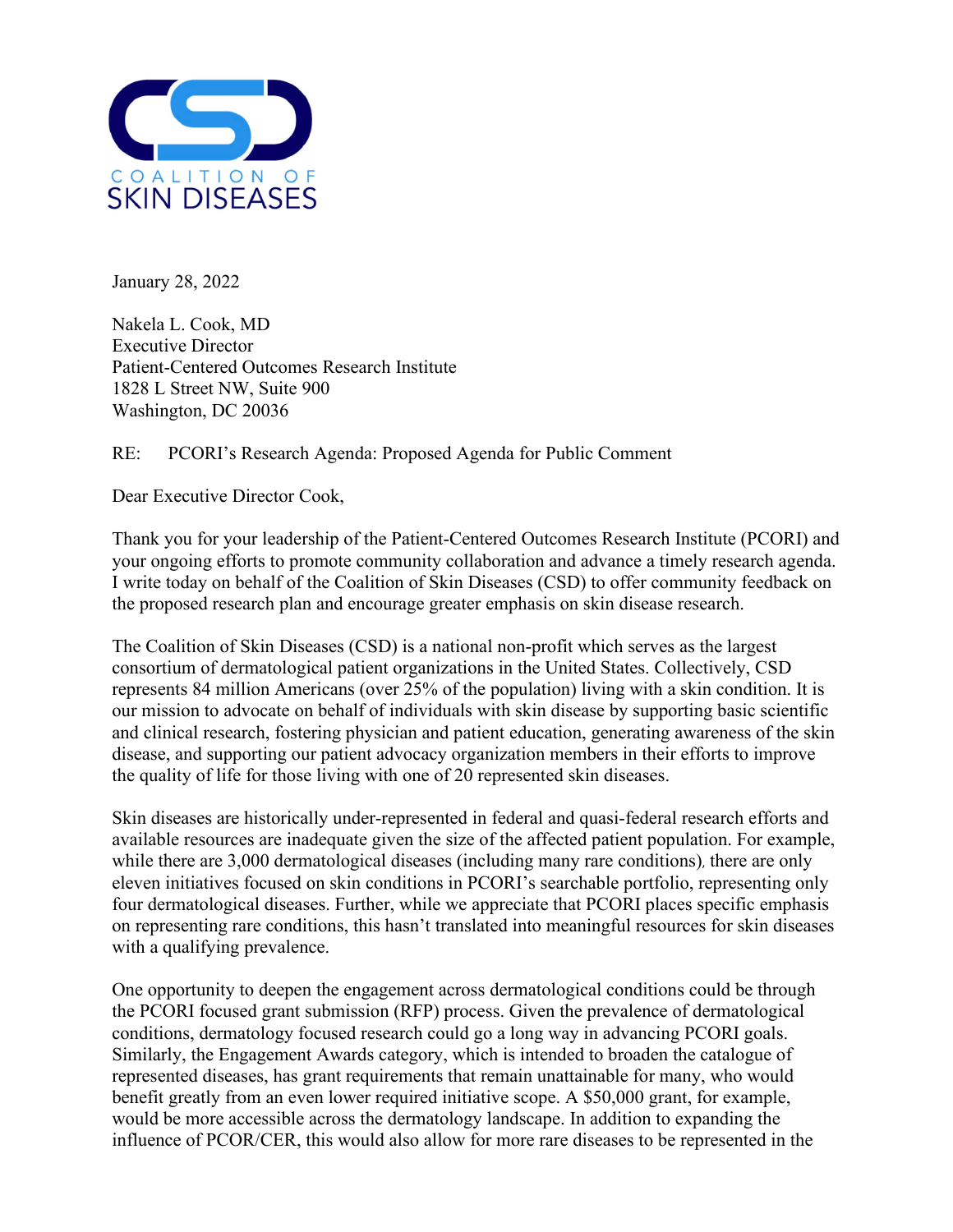COALITION OF SKIN DISEASES

January 28, 2022

Nakela L. Cook, MD  
Executive Director  
Patient-Centered Outcomes Research Institute  
1828 L Street NW, Suite 900  
Washington, DC 20036

RE: PCORI's Research Agenda: Proposed Agenda for Public Comment

Dear Executive Director Cook,

Thank you for your leadership of the Patient-Centered Outcomes Research Institute (PCORI) and your ongoing efforts to promote community collaboration and advance a timely research agenda. I write today on behalf of the Coalition of Skin Diseases (CSD) to offer community feedback on the proposed research plan and encourage greater emphasis on skin disease research.

The Coalition of Skin Diseases (CSD) is a national non-profit which serves as the largest consortium of dermatological patient organizations in the United States. Collectively, CSD represents 84 million Americans (over 25% of the population) living with a skin condition. It is our mission to advocate on behalf of individuals with skin disease by supporting basic scientific and clinical research, fostering physician and patient education, generating awareness of the skin disease, and supporting our patient advocacy organization members in their efforts to improve the quality of life for those living with one of 20 represented skin diseases.

Skin diseases are historically under-represented in federal and quasi-federal research efforts and available resources are inadequate given the size of the affected patient population. For example, while there are 3,000 dermatological diseases (including many rare conditions), there are only eleven initiatives focused on skin conditions in PCORI's searchable portfolio, representing only four dermatological diseases. Further, while we appreciate that PCORI places specific emphasis on representing rare conditions, this hasn't translated into meaningful resources for skin diseases with a qualifying prevalence.

One opportunity to deepen the engagement across dermatological conditions could be through the PCORI focused grant submission (RFP) process. Given the prevalence of dermatological conditions, dermatology focused research could go a long way in advancing PCORI goals. Similarly, the Engagement Awards category, which is intended to broaden the catalogue of represented diseases, has grant requirements that remain unattainable for many, who would benefit greatly from an even lower required initiative scope. A $50,000 grant, for example, would be more accessible across the dermatology landscape. In addition to expanding the influence of PCOR/CER, this would also allow for more rare diseases to be represented in the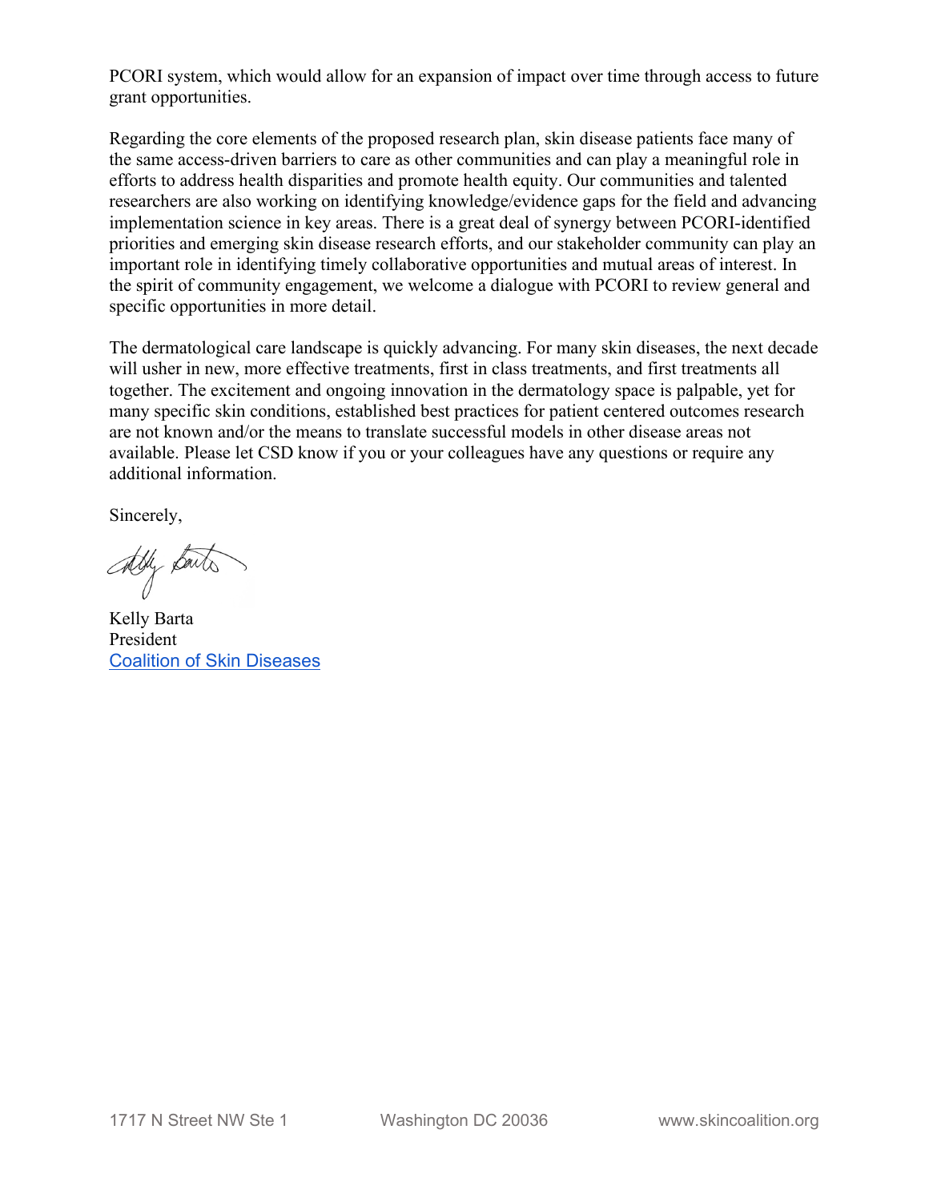PCORI system, which would allow for an expansion of impact over time through access to future grant opportunities.

Regarding the core elements of the proposed research plan, skin disease patients face many of the same access-driven barriers to care as other communities and can play a meaningful role in efforts to address health disparities and promote health equity. Our communities and talented researchers are also working on identifying knowledge/evidence gaps for the field and advancing implementation science in key areas. There is a great deal of synergy between PCORI-identified priorities and emerging skin disease research efforts, and our stakeholder community can play an important role in identifying timely collaborative opportunities and mutual areas of interest. In the spirit of community engagement, we welcome a dialogue with PCORI to review general and specific opportunities in more detail.

The dermatological care landscape is quickly advancing. For many skin diseases, the next decade will usher in new, more effective treatments, first in class treatments, and first treatments all together. The excitement and ongoing innovation in the dermatology space is palpable, yet for many specific skin conditions, established best practices for patient centered outcomes research are not known and/or the means to translate successful models in other disease areas not available. Please let CSD know if you or your colleagues have any questions or require any additional information.

Sincerely,

Kelly Barta
President
[Coalition of Skin Diseases](https://www.skincoalition.org)

1717 N Street NW Ste 1 Washington DC 20036 www.skincoalition.org